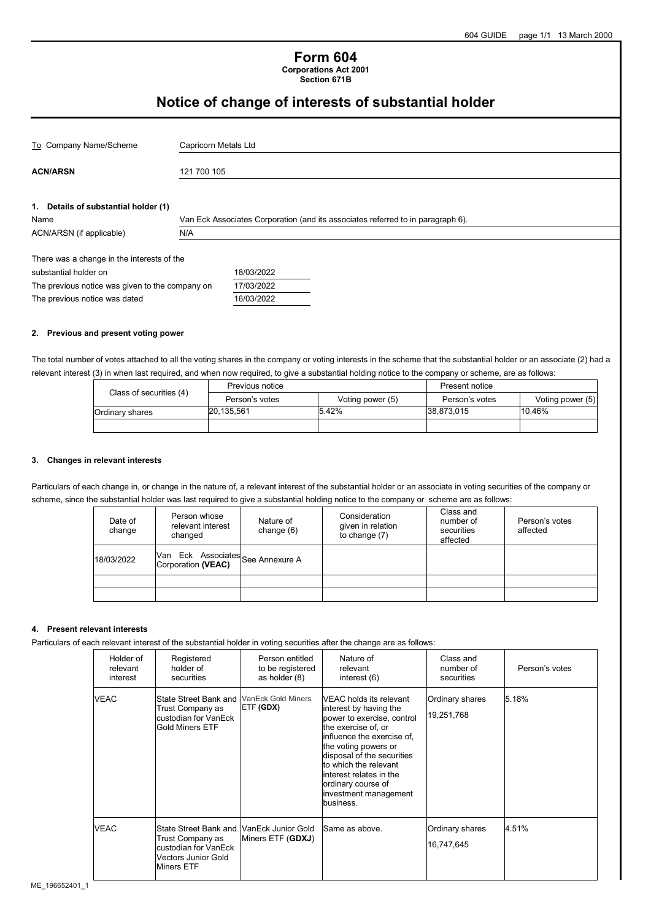# Form 604

**Corporations Act 2001**
**Section 671B**

## Notice of change of interests of substantial holder

| | |
|---|---|
| To Company Name/Scheme | Capricorn Metals Ltd |
| **ACN/ARSN** | 121 700 105 |

### 1. Details of substantial holder (1)

| | |
|---|---|
| Name | Van Eck Associates Corporation (and its associates referred to in paragraph 6). |
| ACN/ARSN (if applicable) | N/A |

| | |
|---|---|
| There was a change in the interests of the substantial holder on | 18/03/2022 |
| The previous notice was given to the company on | 17/03/2022 |
| The previous notice was dated | 16/03/2022 |

### 2. Previous and present voting power

The total number of votes attached to all the voting shares in the company or voting interests in the scheme that the substantial holder or an associate (2) had a relevant interest (3) in when last required, and when now required, to give a substantial holding notice to the company or scheme, are as follows:

| Class of securities (4) | Previous notice | | Present notice | |
|---|---|---|---|---|
| | Person's votes | Voting power (5) | Person's votes | Voting power (5) |
| Ordinary shares | 20,135,561 | 5.42% | 38,873,015 | 10.46% |
| | | | | |

### 3. Changes in relevant interests

Particulars of each change in, or change in the nature of, a relevant interest of the substantial holder or an associate in voting securities of the company or scheme, since the substantial holder was last required to give a substantial holding notice to the company or scheme are as follows:

| Date of change | Person whose relevant interest changed | Nature of change (6) | Consideration given in relation to change (7) | Class and number of securities affected | Person's votes affected |
|---|---|---|---|---|---|
| 18/03/2022 | Van Eck Associates Corporation **(VEAC)** | See Annexure A | | | |
| | | | | | |
| | | | | | |

### 4. Present relevant interests

Particulars of each relevant interest of the substantial holder in voting securities after the change are as follows:

| Holder of relevant interest | Registered holder of securities | Person entitled to be registered as holder (8) | Nature of relevant interest (6) | Class and number of securities | Person's votes |
|---|---|---|---|---|---|
| VEAC | State Street Bank and Trust Company as custodian for VanEck Gold Miners ETF | VanEck Gold Miners ETF **(GDX)** | VEAC holds its relevant interest by having the power to exercise, control the exercise of, or influence the exercise of, the voting powers or disposal of the securities to which the relevant interest relates in the ordinary course of investment management business. | Ordinary shares 19,251,768 | 5.18% |
| VEAC | State Street Bank and Trust Company as custodian for VanEck Vectors Junior Gold Miners ETF | VanEck Junior Gold Miners ETF (**GDXJ**) | Same as above. | Ordinary shares 16,747,645 | 4.51% |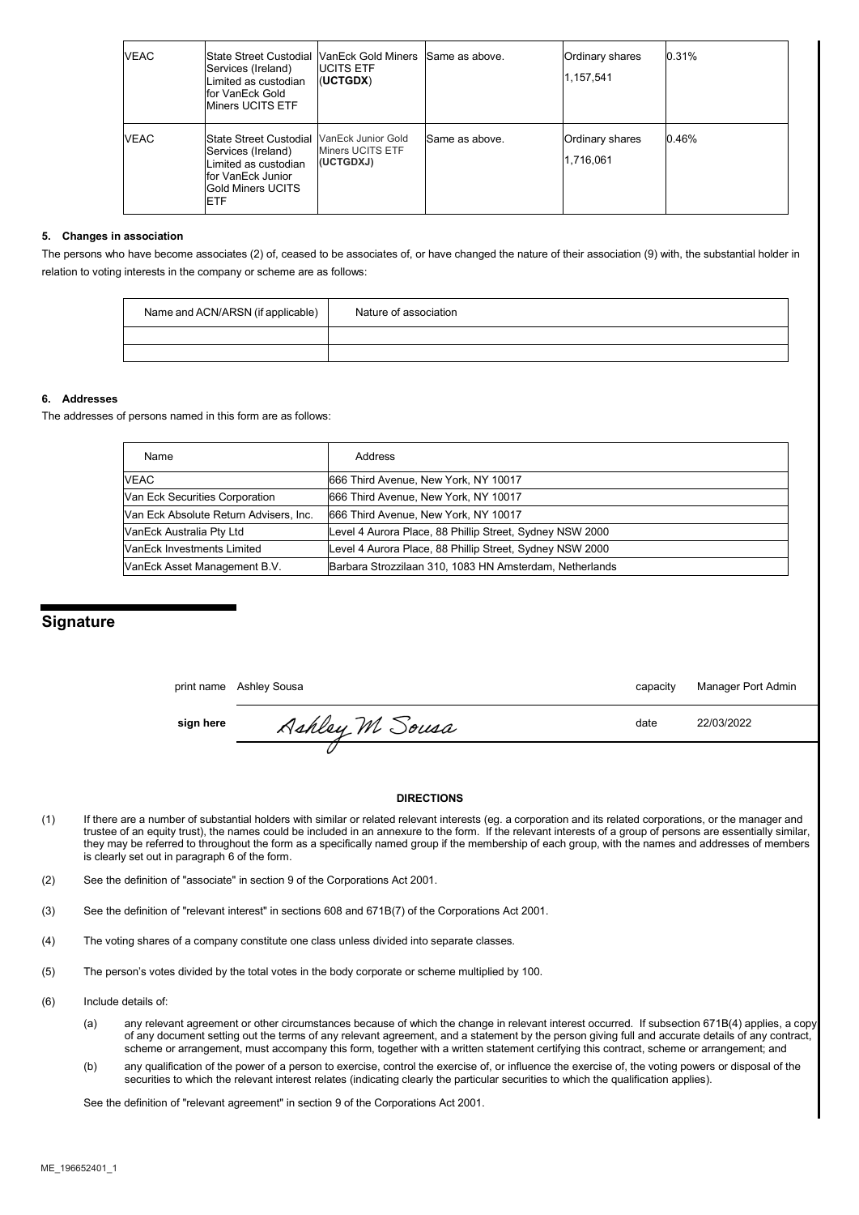| VEAC | State Street Custodial Services (Ireland) Limited as custodian for VanEck Gold Miners UCITS ETF | VanEck Gold Miners UCITS ETF (**UCTGDX**) | Same as above. | Ordinary shares 1,157,541 | 0.31% |
|---|---|---|---|---|---|
| VEAC | State Street Custodial Services (Ireland) Limited as custodian for VanEck Junior Gold Miners UCITS ETF | VanEck Junior Gold Miners UCITS ETF (**UCTGDXJ**) | Same as above. | Ordinary shares 1,716,061 | 0.46% |

**5. Changes in association**

The persons who have become associates (2) of, ceased to be associates of, or have changed the nature of their association (9) with, the substantial holder in relation to voting interests in the company or scheme are as follows:

| Name and ACN/ARSN (if applicable) | Nature of association |
|---|---|
| | |
| | |

**6. Addresses**

The addresses of persons named in this form are as follows:

| Name | Address |
|---|---|
| VEAC | 666 Third Avenue, New York, NY 10017 |
| Van Eck Securities Corporation | 666 Third Avenue, New York, NY 10017 |
| Van Eck Absolute Return Advisers, Inc. | 666 Third Avenue, New York, NY 10017 |
| VanEck Australia Pty Ltd | Level 4 Aurora Place, 88 Phillip Street, Sydney NSW 2000 |
| VanEck Investments Limited | Level 4 Aurora Place, 88 Phillip Street, Sydney NSW 2000 |
| VanEck Asset Management B.V. | Barbara Strozzilaan 310, 1083 HN Amsterdam, Netherlands |

## Signature

print name Ashley Sousa capacity Manager Port Admin

**sign here** Ashley M Sousa date 22/03/2022

**DIRECTIONS**

(1) If there are a number of substantial holders with similar or related relevant interests (eg. a corporation and its related corporations, or the manager and trustee of an equity trust), the names could be included in an annexure to the form. If the relevant interests of a group of persons are essentially similar, they may be referred to throughout the form as a specifically named group if the membership of each group, with the names and addresses of members is clearly set out in paragraph 6 of the form.

(2) See the definition of "associate" in section 9 of the Corporations Act 2001.

(3) See the definition of "relevant interest" in sections 608 and 671B(7) of the Corporations Act 2001.

(4) The voting shares of a company constitute one class unless divided into separate classes.

(5) The person's votes divided by the total votes in the body corporate or scheme multiplied by 100.

(6) Include details of:

(a) any relevant agreement or other circumstances because of which the change in relevant interest occurred. If subsection 671B(4) applies, a copy of any document setting out the terms of any relevant agreement, and a statement by the person giving full and accurate details of any contract, scheme or arrangement, must accompany this form, together with a written statement certifying this contract, scheme or arrangement; and

(b) any qualification of the power of a person to exercise, control the exercise of, or influence the exercise of, the voting powers or disposal of the securities to which the relevant interest relates (indicating clearly the particular securities to which the qualification applies).

See the definition of "relevant agreement" in section 9 of the Corporations Act 2001.

ME_196652401_1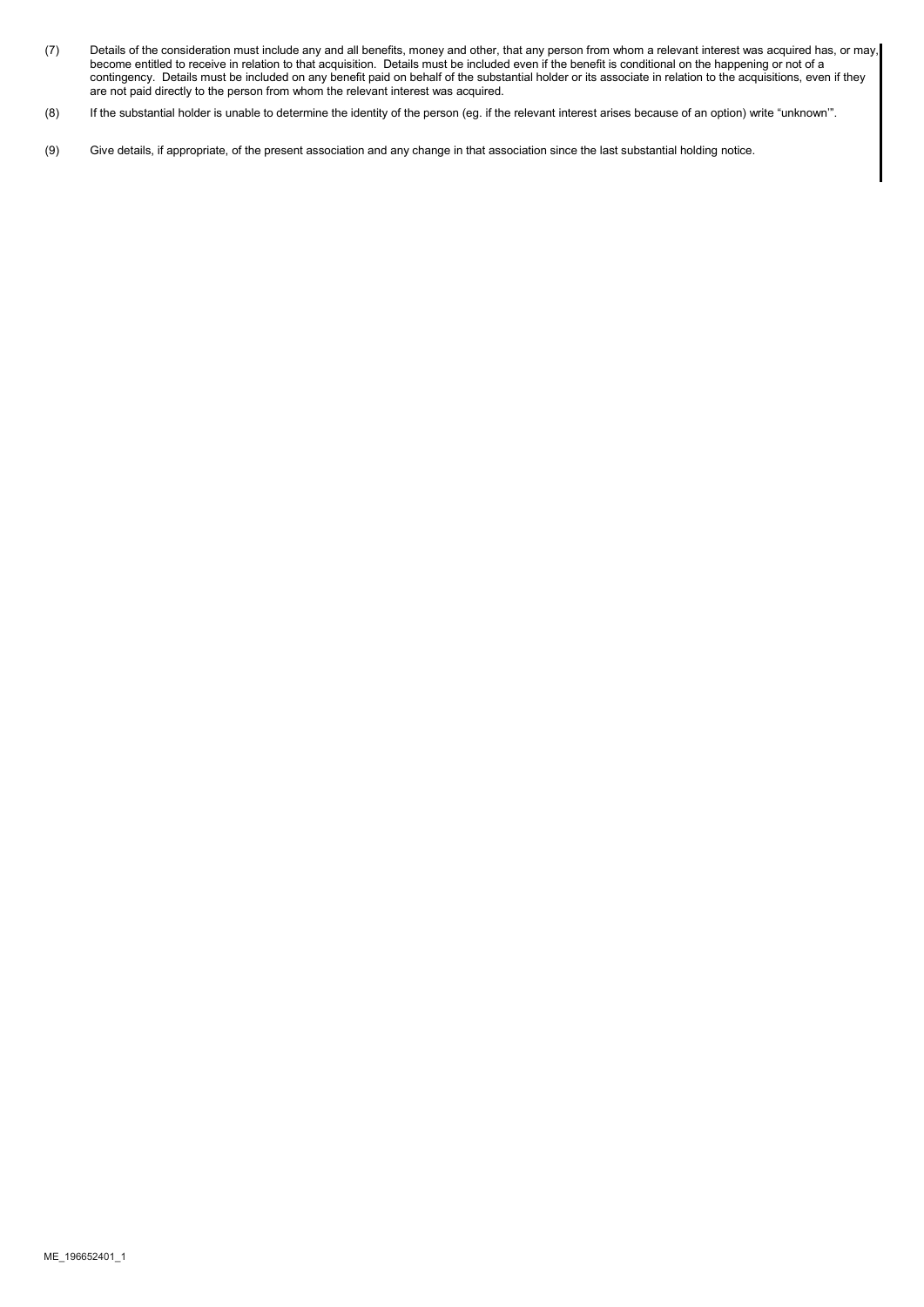(7) Details of the consideration must include any and all benefits, money and other, that any person from whom a relevant interest was acquired has, or may, become entitled to receive in relation to that acquisition. Details must be included even if the benefit is conditional on the happening or not of a contingency. Details must be included on any benefit paid on behalf of the substantial holder or its associate in relation to the acquisitions, even if they are not paid directly to the person from whom the relevant interest was acquired.

(8) If the substantial holder is unable to determine the identity of the person (eg. if the relevant interest arises because of an option) write "unknown'".

(9) Give details, if appropriate, of the present association and any change in that association since the last substantial holding notice.

ME_196652401_1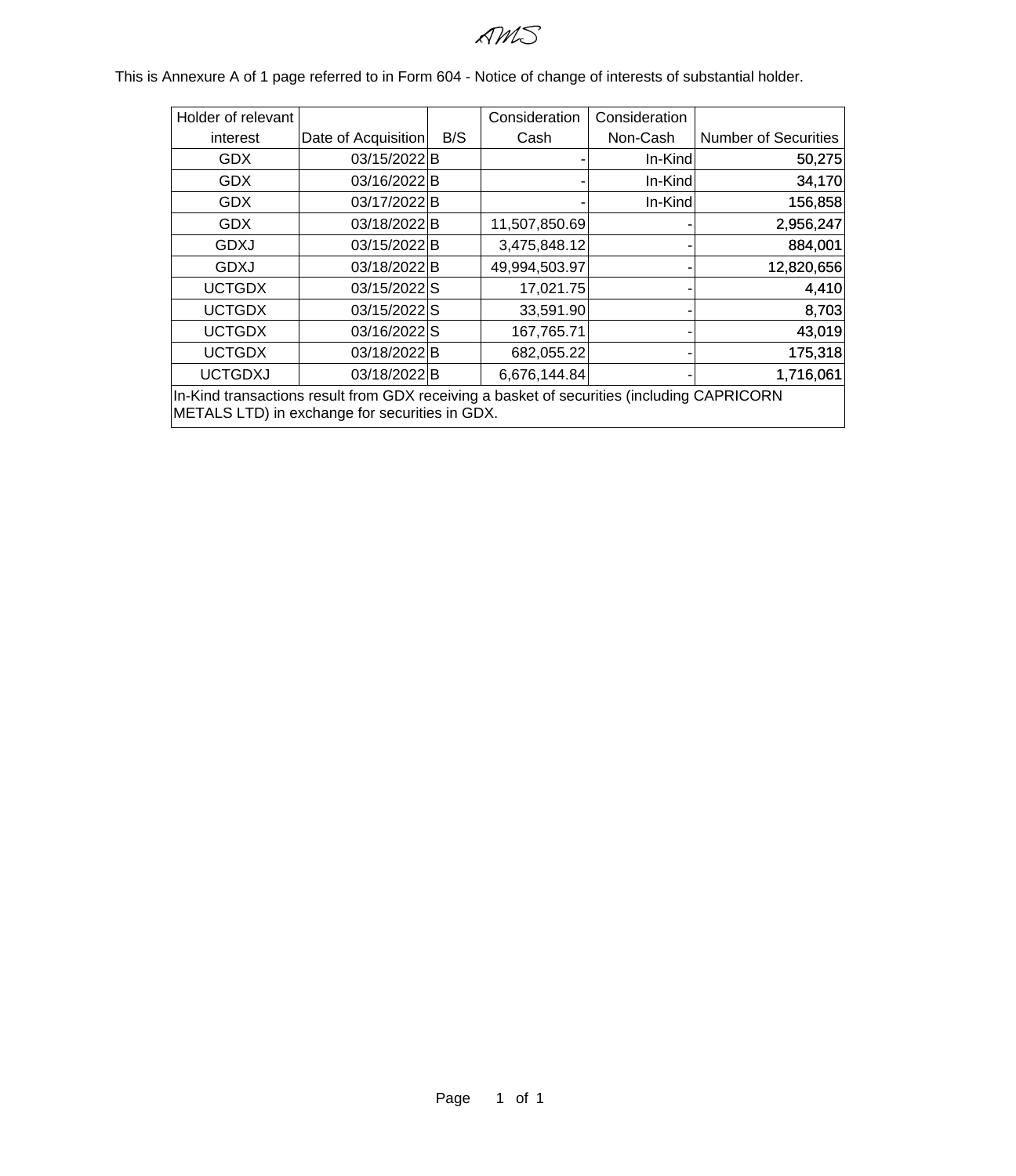AMS

This is Annexure A of 1 page referred to in Form 604 - Notice of change of interests of substantial holder.

| Holder of relevant interest | Date of Acquisition | B/S | Consideration Cash | Consideration Non-Cash | Number of Securities |
|---|---|---|---|---|---|
| GDX | 03/15/2022 | B | - | In-Kind | 50,275 |
| GDX | 03/16/2022 | B | - | In-Kind | 34,170 |
| GDX | 03/17/2022 | B | - | In-Kind | 156,858 |
| GDX | 03/18/2022 | B | 11,507,850.69 | - | 2,956,247 |
| GDXJ | 03/15/2022 | B | 3,475,848.12 | - | 884,001 |
| GDXJ | 03/18/2022 | B | 49,994,503.97 | - | 12,820,656 |
| UCTGDX | 03/15/2022 | S | 17,021.75 | - | 4,410 |
| UCTGDX | 03/15/2022 | S | 33,591.90 | - | 8,703 |
| UCTGDX | 03/16/2022 | S | 167,765.71 | - | 43,019 |
| UCTGDX | 03/18/2022 | B | 682,055.22 | - | 175,318 |
| UCTGDXJ | 03/18/2022 | B | 6,676,144.84 | - | 1,716,061 |

In-Kind transactions result from GDX receiving a basket of securities (including CAPRICORN METALS LTD) in exchange for securities in GDX.